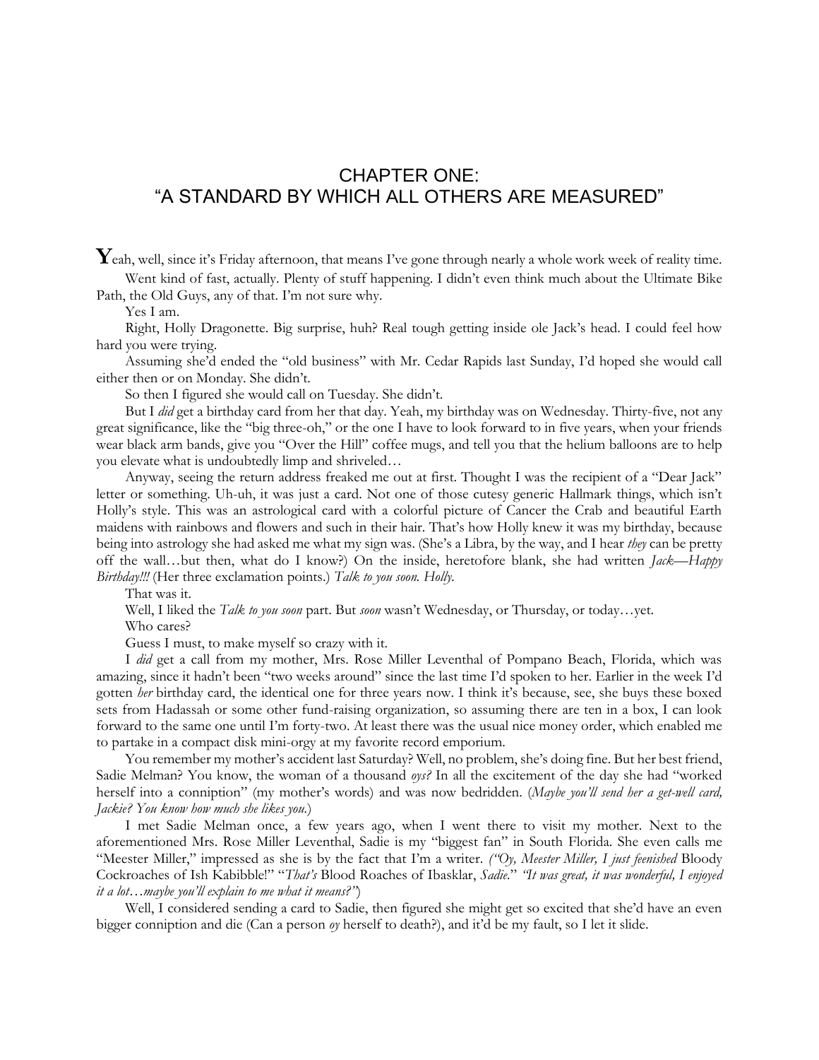# CHAPTER ONE:
# "A STANDARD BY WHICH ALL OTHERS ARE MEASURED"

**Y**eah, well, since it's Friday afternoon, that means I've gone through nearly a whole work week of reality time.

Went kind of fast, actually. Plenty of stuff happening. I didn't even think much about the Ultimate Bike Path, the Old Guys, any of that. I'm not sure why.

Yes I am.

Right, Holly Dragonette. Big surprise, huh? Real tough getting inside ole Jack's head. I could feel how hard you were trying.

Assuming she'd ended the "old business" with Mr. Cedar Rapids last Sunday, I'd hoped she would call either then or on Monday. She didn't.

So then I figured she would call on Tuesday. She didn't.

But I *did* get a birthday card from her that day. Yeah, my birthday was on Wednesday. Thirty-five, not any great significance, like the "big three-oh," or the one I have to look forward to in five years, when your friends wear black arm bands, give you "Over the Hill" coffee mugs, and tell you that the helium balloons are to help you elevate what is undoubtedly limp and shriveled…

Anyway, seeing the return address freaked me out at first. Thought I was the recipient of a "Dear Jack" letter or something. Uh-uh, it was just a card. Not one of those cutesy generic Hallmark things, which isn't Holly's style. This was an astrological card with a colorful picture of Cancer the Crab and beautiful Earth maidens with rainbows and flowers and such in their hair. That's how Holly knew it was my birthday, because being into astrology she had asked me what my sign was. (She's a Libra, by the way, and I hear *they* can be pretty off the wall…but then, what do I know?) On the inside, heretofore blank, she had written *Jack—Happy Birthday!!!* (Her three exclamation points.) *Talk to you soon. Holly.*

That was it.

Well, I liked the *Talk to you soon* part. But *soon* wasn't Wednesday, or Thursday, or today…yet.

Who cares?

Guess I must, to make myself so crazy with it.

I *did* get a call from my mother, Mrs. Rose Miller Leventhal of Pompano Beach, Florida, which was amazing, since it hadn't been "two weeks around" since the last time I'd spoken to her. Earlier in the week I'd gotten *her* birthday card, the identical one for three years now. I think it's because, see, she buys these boxed sets from Hadassah or some other fund-raising organization, so assuming there are ten in a box, I can look forward to the same one until I'm forty-two. At least there was the usual nice money order, which enabled me to partake in a compact disk mini-orgy at my favorite record emporium.

You remember my mother's accident last Saturday? Well, no problem, she's doing fine. But her best friend, Sadie Melman? You know, the woman of a thousand *oys?* In all the excitement of the day she had "worked herself into a conniption" (my mother's words) and was now bedridden. (*Maybe you'll send her a get-well card, Jackie? You know how much she likes you.*)

I met Sadie Melman once, a few years ago, when I went there to visit my mother. Next to the aforementioned Mrs. Rose Miller Leventhal, Sadie is my "biggest fan" in South Florida. She even calls me "Meester Miller," impressed as she is by the fact that I'm a writer. *("Oy, Meester Miller, I just feenished* Bloody Cockroaches of Ish Kabibble!" "*That's* Blood Roaches of Ibasklar, *Sadie*." *"It was great, it was wonderful, I enjoyed it a lot…maybe you'll explain to me what it means?"*)

Well, I considered sending a card to Sadie, then figured she might get so excited that she'd have an even bigger conniption and die (Can a person *oy* herself to death?), and it'd be my fault, so I let it slide.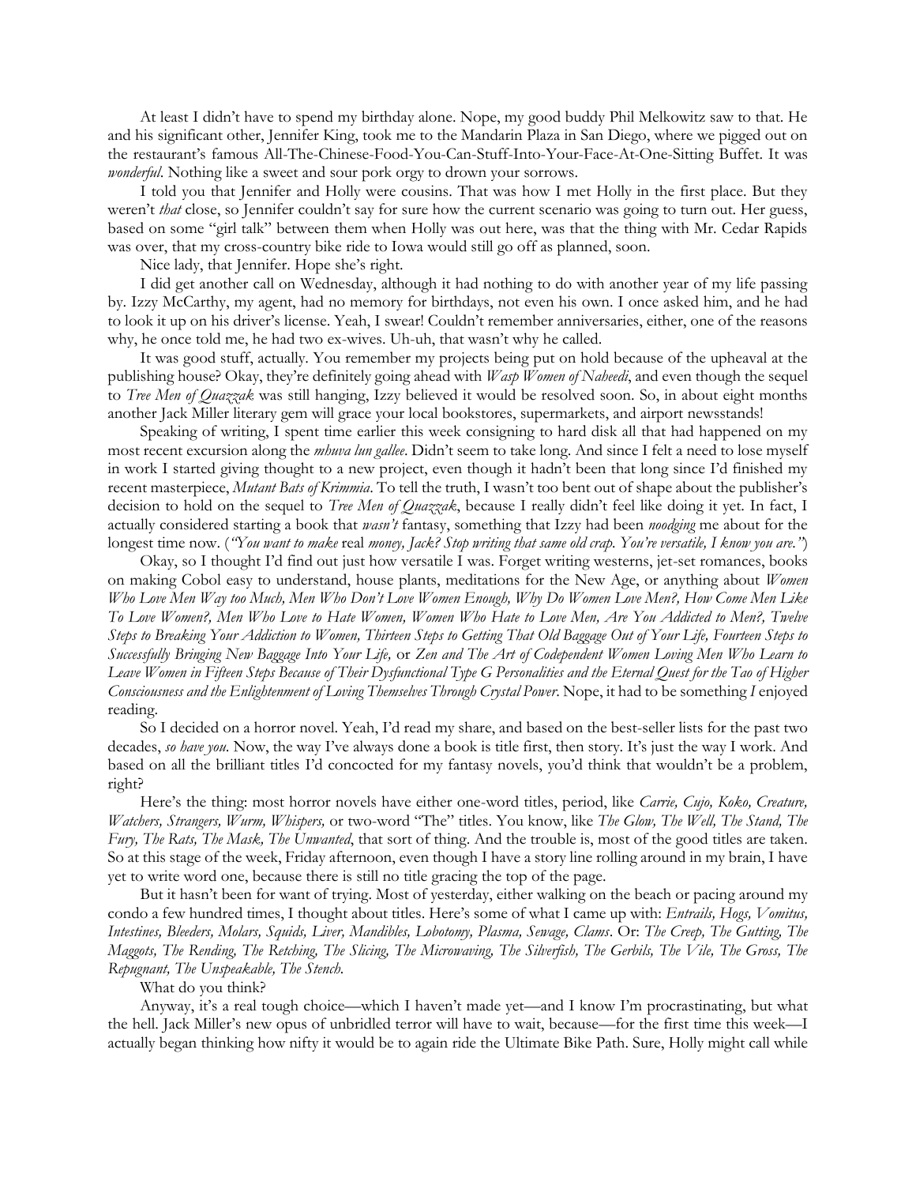At least I didn't have to spend my birthday alone. Nope, my good buddy Phil Melkowitz saw to that. He and his significant other, Jennifer King, took me to the Mandarin Plaza in San Diego, where we pigged out on the restaurant's famous All-The-Chinese-Food-You-Can-Stuff-Into-Your-Face-At-One-Sitting Buffet. It was *wonderful*. Nothing like a sweet and sour pork orgy to drown your sorrows.

I told you that Jennifer and Holly were cousins. That was how I met Holly in the first place. But they weren't *that* close, so Jennifer couldn't say for sure how the current scenario was going to turn out. Her guess, based on some "girl talk" between them when Holly was out here, was that the thing with Mr. Cedar Rapids was over, that my cross-country bike ride to Iowa would still go off as planned, soon.

Nice lady, that Jennifer. Hope she's right.

I did get another call on Wednesday, although it had nothing to do with another year of my life passing by. Izzy McCarthy, my agent, had no memory for birthdays, not even his own. I once asked him, and he had to look it up on his driver's license. Yeah, I swear! Couldn't remember anniversaries, either, one of the reasons why, he once told me, he had two ex-wives. Uh-uh, that wasn't why he called.

It was good stuff, actually. You remember my projects being put on hold because of the upheaval at the publishing house? Okay, they're definitely going ahead with *Wasp Women of Naheedi*, and even though the sequel to *Tree Men of Quazzak* was still hanging, Izzy believed it would be resolved soon. So, in about eight months another Jack Miller literary gem will grace your local bookstores, supermarkets, and airport newsstands!

Speaking of writing, I spent time earlier this week consigning to hard disk all that had happened on my most recent excursion along the *mhuva lun gallee*. Didn't seem to take long. And since I felt a need to lose myself in work I started giving thought to a new project, even though it hadn't been that long since I'd finished my recent masterpiece, *Mutant Bats of Krimmia*. To tell the truth, I wasn't too bent out of shape about the publisher's decision to hold on the sequel to *Tree Men of Quazzak*, because I really didn't feel like doing it yet. In fact, I actually considered starting a book that *wasn't* fantasy, something that Izzy had been *noodging* me about for the longest time now. (*"You want to make* real *money, Jack? Stop writing that same old crap. You're versatile, I know you are."*)

Okay, so I thought I'd find out just how versatile I was. Forget writing westerns, jet-set romances, books on making Cobol easy to understand, house plants, meditations for the New Age, or anything about *Women Who Love Men Way too Much, Men Who Don't Love Women Enough, Why Do Women Love Men?, How Come Men Like To Love Women?, Men Who Love to Hate Women, Women Who Hate to Love Men, Are You Addicted to Men?, Twelve Steps to Breaking Your Addiction to Women, Thirteen Steps to Getting That Old Baggage Out of Your Life, Fourteen Steps to Successfully Bringing New Baggage Into Your Life,* or *Zen and The Art of Codependent Women Loving Men Who Learn to Leave Women in Fifteen Steps Because of Their Dysfunctional Type G Personalities and the Eternal Quest for the Tao of Higher Consciousness and the Enlightenment of Loving Themselves Through Crystal Power*. Nope, it had to be something *I* enjoyed reading.

So I decided on a horror novel. Yeah, I'd read my share, and based on the best-seller lists for the past two decades, *so have you*. Now, the way I've always done a book is title first, then story. It's just the way I work. And based on all the brilliant titles I'd concocted for my fantasy novels, you'd think that wouldn't be a problem, right?

Here's the thing: most horror novels have either one-word titles, period, like *Carrie, Cujo, Koko, Creature, Watchers, Strangers, Wurm, Whispers,* or two-word "The" titles. You know, like *The Glow, The Well, The Stand, The Fury, The Rats, The Mask, The Unwanted*, that sort of thing. And the trouble is, most of the good titles are taken. So at this stage of the week, Friday afternoon, even though I have a story line rolling around in my brain, I have yet to write word one, because there is still no title gracing the top of the page.

But it hasn't been for want of trying. Most of yesterday, either walking on the beach or pacing around my condo a few hundred times, I thought about titles. Here's some of what I came up with: *Entrails, Hogs, Vomitus, Intestines, Bleeders, Molars, Squids, Liver, Mandibles, Lobotomy, Plasma, Sewage, Clams*. Or: *The Creep, The Gutting, The Maggots, The Rending, The Retching, The Slicing, The Microwaving, The Silverfish, The Gerbils, The Vile, The Gross, The Repugnant, The Unspeakable, The Stench.*

What do you think?

Anyway, it's a real tough choice—which I haven't made yet—and I know I'm procrastinating, but what the hell. Jack Miller's new opus of unbridled terror will have to wait, because—for the first time this week—I actually began thinking how nifty it would be to again ride the Ultimate Bike Path. Sure, Holly might call while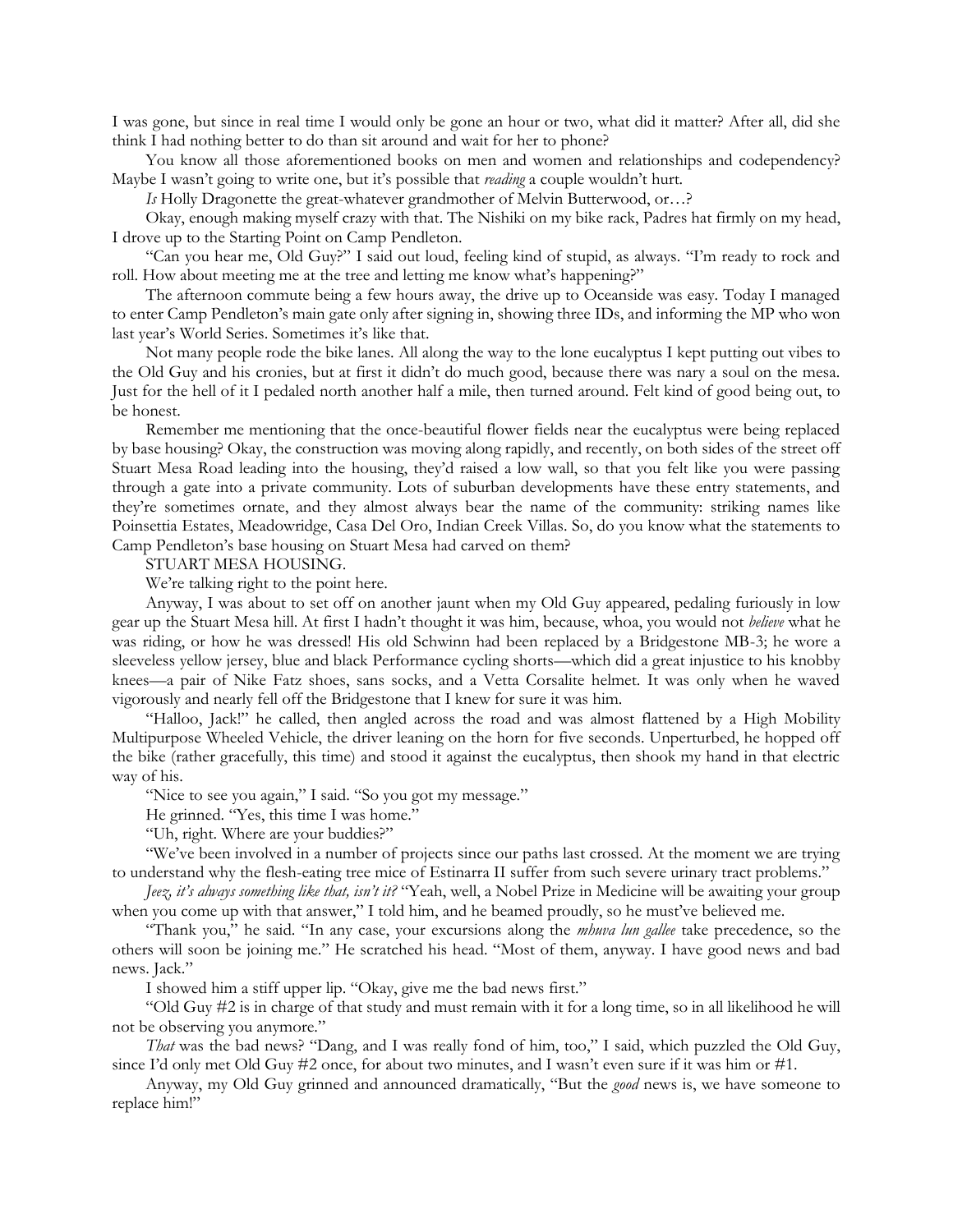I was gone, but since in real time I would only be gone an hour or two, what did it matter? After all, did she think I had nothing better to do than sit around and wait for her to phone?

You know all those aforementioned books on men and women and relationships and codependency? Maybe I wasn't going to write one, but it's possible that *reading* a couple wouldn't hurt.

*Is* Holly Dragonette the great-whatever grandmother of Melvin Butterwood, or…?

Okay, enough making myself crazy with that. The Nishiki on my bike rack, Padres hat firmly on my head, I drove up to the Starting Point on Camp Pendleton.

"Can you hear me, Old Guy?" I said out loud, feeling kind of stupid, as always. "I'm ready to rock and roll. How about meeting me at the tree and letting me know what's happening?"

The afternoon commute being a few hours away, the drive up to Oceanside was easy. Today I managed to enter Camp Pendleton's main gate only after signing in, showing three IDs, and informing the MP who won last year's World Series. Sometimes it's like that.

Not many people rode the bike lanes. All along the way to the lone eucalyptus I kept putting out vibes to the Old Guy and his cronies, but at first it didn't do much good, because there was nary a soul on the mesa. Just for the hell of it I pedaled north another half a mile, then turned around. Felt kind of good being out, to be honest.

Remember me mentioning that the once-beautiful flower fields near the eucalyptus were being replaced by base housing? Okay, the construction was moving along rapidly, and recently, on both sides of the street off Stuart Mesa Road leading into the housing, they'd raised a low wall, so that you felt like you were passing through a gate into a private community. Lots of suburban developments have these entry statements, and they're sometimes ornate, and they almost always bear the name of the community: striking names like Poinsettia Estates, Meadowridge, Casa Del Oro, Indian Creek Villas. So, do you know what the statements to Camp Pendleton's base housing on Stuart Mesa had carved on them?

STUART MESA HOUSING.

We're talking right to the point here.

Anyway, I was about to set off on another jaunt when my Old Guy appeared, pedaling furiously in low gear up the Stuart Mesa hill. At first I hadn't thought it was him, because, whoa, you would not *believe* what he was riding, or how he was dressed! His old Schwinn had been replaced by a Bridgestone MB-3; he wore a sleeveless yellow jersey, blue and black Performance cycling shorts—which did a great injustice to his knobby knees—a pair of Nike Fatz shoes, sans socks, and a Vetta Corsalite helmet. It was only when he waved vigorously and nearly fell off the Bridgestone that I knew for sure it was him.

"Halloo, Jack!" he called, then angled across the road and was almost flattened by a High Mobility Multipurpose Wheeled Vehicle, the driver leaning on the horn for five seconds. Unperturbed, he hopped off the bike (rather gracefully, this time) and stood it against the eucalyptus, then shook my hand in that electric way of his.

"Nice to see you again," I said. "So you got my message."

He grinned. "Yes, this time I was home."

"Uh, right. Where are your buddies?"

"We've been involved in a number of projects since our paths last crossed. At the moment we are trying to understand why the flesh-eating tree mice of Estinarra II suffer from such severe urinary tract problems."

*Jeez, it's always something like that, isn't it?* "Yeah, well, a Nobel Prize in Medicine will be awaiting your group when you come up with that answer," I told him, and he beamed proudly, so he must've believed me.

"Thank you," he said. "In any case, your excursions along the *mhuva lun gallee* take precedence, so the others will soon be joining me." He scratched his head. "Most of them, anyway. I have good news and bad news. Jack."

I showed him a stiff upper lip. "Okay, give me the bad news first."

"Old Guy #2 is in charge of that study and must remain with it for a long time, so in all likelihood he will not be observing you anymore."

*That* was the bad news? "Dang, and I was really fond of him, too," I said, which puzzled the Old Guy, since I'd only met Old Guy #2 once, for about two minutes, and I wasn't even sure if it was him or #1.

Anyway, my Old Guy grinned and announced dramatically, "But the *good* news is, we have someone to replace him!"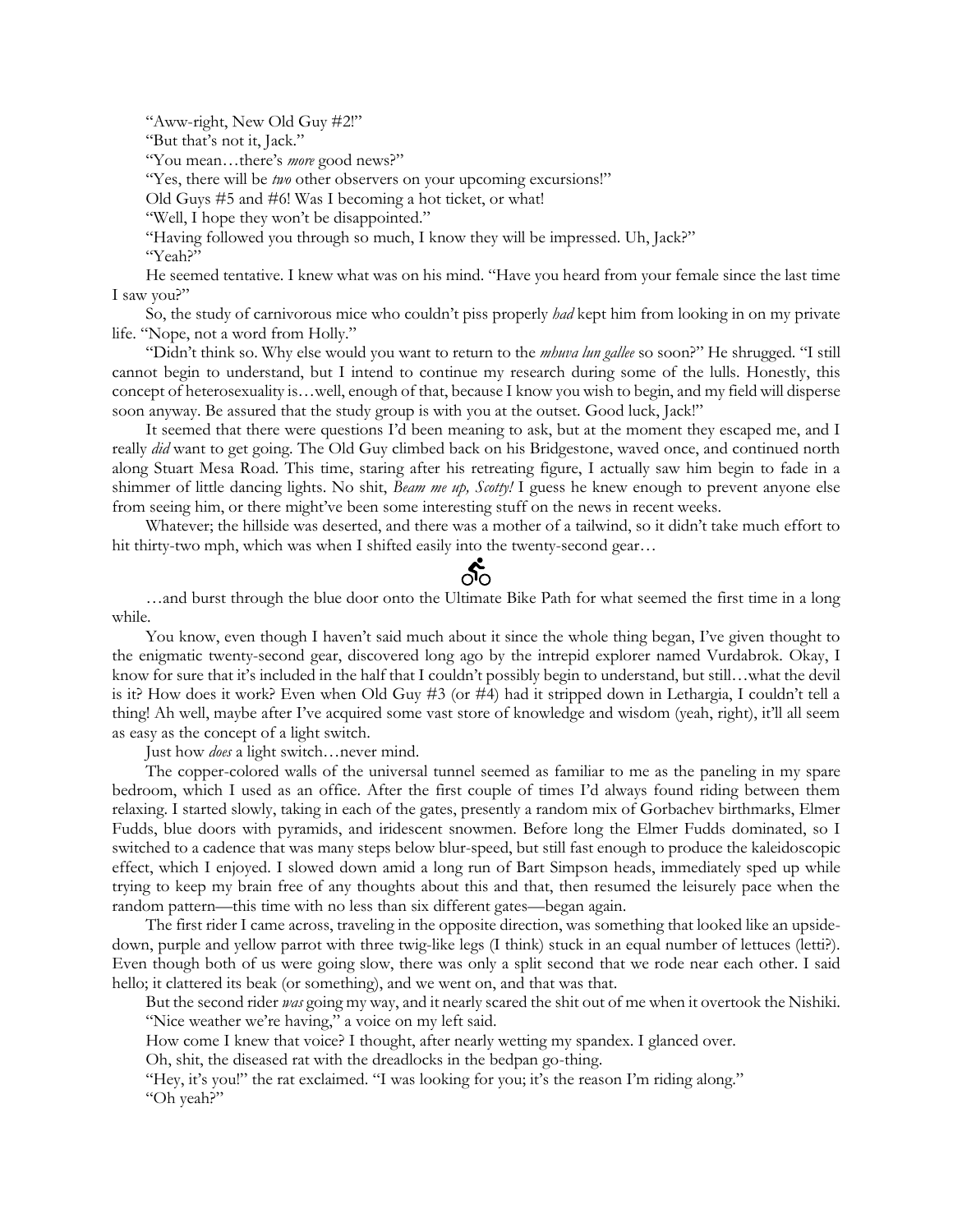"Aww-right, New Old Guy #2!"

"But that's not it, Jack."

"You mean…there's *more* good news?"

"Yes, there will be *two* other observers on your upcoming excursions!"

Old Guys #5 and #6! Was I becoming a hot ticket, or what!

"Well, I hope they won't be disappointed."

"Having followed you through so much, I know they will be impressed. Uh, Jack?"

"Yeah?"

He seemed tentative. I knew what was on his mind. "Have you heard from your female since the last time I saw you?"

So, the study of carnivorous mice who couldn't piss properly *had* kept him from looking in on my private life. "Nope, not a word from Holly."

"Didn't think so. Why else would you want to return to the *mbuva lun gallee* so soon?" He shrugged. "I still cannot begin to understand, but I intend to continue my research during some of the lulls. Honestly, this concept of heterosexuality is…well, enough of that, because I know you wish to begin, and my field will disperse soon anyway. Be assured that the study group is with you at the outset. Good luck, Jack!"

It seemed that there were questions I'd been meaning to ask, but at the moment they escaped me, and I really *did* want to get going. The Old Guy climbed back on his Bridgestone, waved once, and continued north along Stuart Mesa Road. This time, staring after his retreating figure, I actually saw him begin to fade in a shimmer of little dancing lights. No shit, *Beam me up, Scotty!* I guess he knew enough to prevent anyone else from seeing him, or there might've been some interesting stuff on the news in recent weeks.

Whatever; the hillside was deserted, and there was a mother of a tailwind, so it didn't take much effort to hit thirty-two mph, which was when I shifted easily into the twenty-second gear…

…and burst through the blue door onto the Ultimate Bike Path for what seemed the first time in a long while.

You know, even though I haven't said much about it since the whole thing began, I've given thought to the enigmatic twenty-second gear, discovered long ago by the intrepid explorer named Vurdabrok. Okay, I know for sure that it's included in the half that I couldn't possibly begin to understand, but still…what the devil is it? How does it work? Even when Old Guy #3 (or #4) had it stripped down in Lethargia, I couldn't tell a thing! Ah well, maybe after I've acquired some vast store of knowledge and wisdom (yeah, right), it'll all seem as easy as the concept of a light switch.

Just how *does* a light switch…never mind.

The copper-colored walls of the universal tunnel seemed as familiar to me as the paneling in my spare bedroom, which I used as an office. After the first couple of times I'd always found riding between them relaxing. I started slowly, taking in each of the gates, presently a random mix of Gorbachev birthmarks, Elmer Fudds, blue doors with pyramids, and iridescent snowmen. Before long the Elmer Fudds dominated, so I switched to a cadence that was many steps below blur-speed, but still fast enough to produce the kaleidoscopic effect, which I enjoyed. I slowed down amid a long run of Bart Simpson heads, immediately sped up while trying to keep my brain free of any thoughts about this and that, then resumed the leisurely pace when the random pattern—this time with no less than six different gates—began again.

The first rider I came across, traveling in the opposite direction, was something that looked like an upside-down, purple and yellow parrot with three twig-like legs (I think) stuck in an equal number of lettuces (letti?). Even though both of us were going slow, there was only a split second that we rode near each other. I said hello; it clattered its beak (or something), and we went on, and that was that.

But the second rider *was* going my way, and it nearly scared the shit out of me when it overtook the Nishiki.

"Nice weather we're having," a voice on my left said.

How come I knew that voice? I thought, after nearly wetting my spandex. I glanced over.

Oh, shit, the diseased rat with the dreadlocks in the bedpan go-thing.

"Hey, it's you!" the rat exclaimed. "I was looking for you; it's the reason I'm riding along."

"Oh yeah?"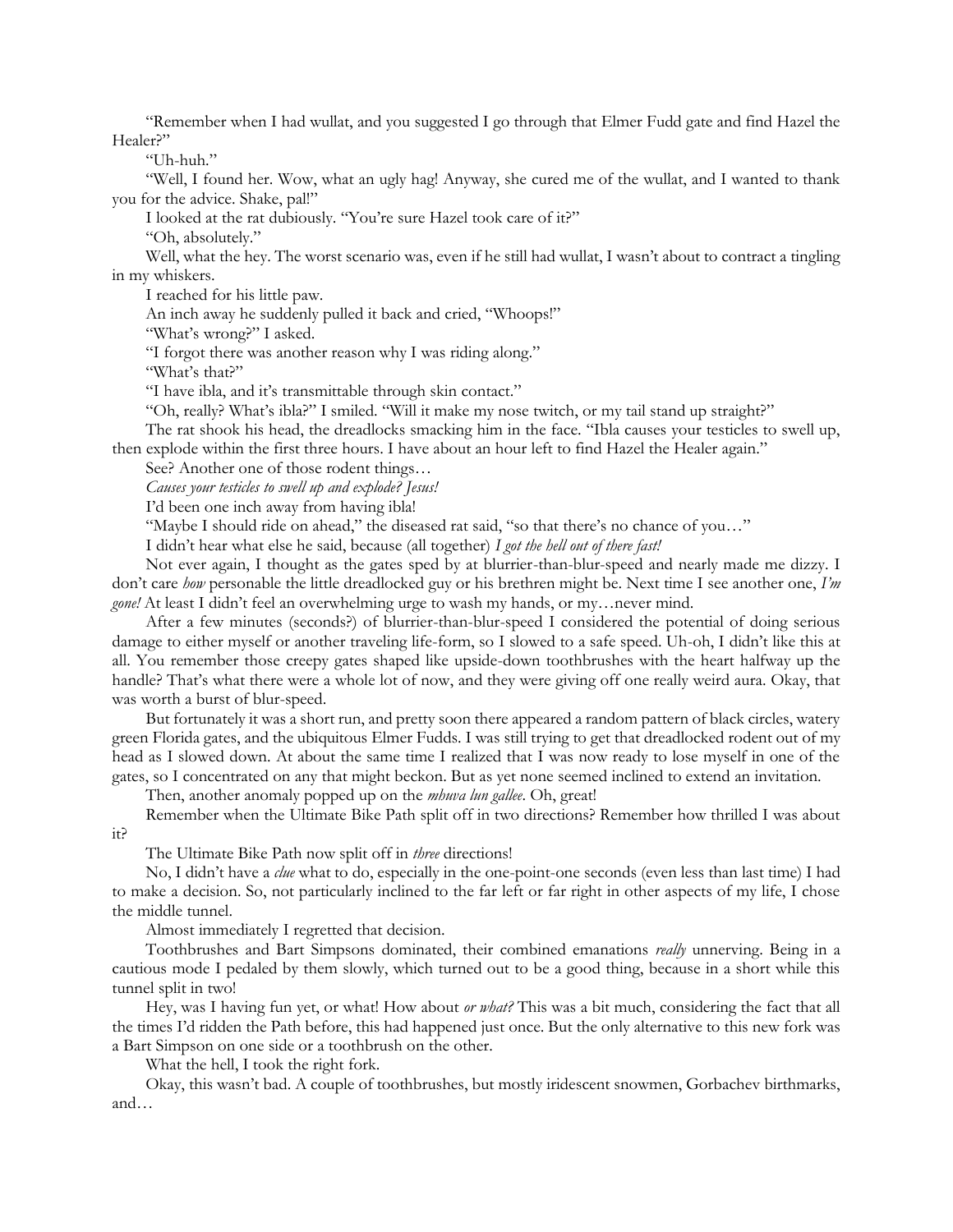"Remember when I had wullat, and you suggested I go through that Elmer Fudd gate and find Hazel the Healer?"

"Uh-huh."

"Well, I found her. Wow, what an ugly hag! Anyway, she cured me of the wullat, and I wanted to thank you for the advice. Shake, pal!"

I looked at the rat dubiously. "You're sure Hazel took care of it?"

"Oh, absolutely."

Well, what the hey. The worst scenario was, even if he still had wullat, I wasn't about to contract a tingling in my whiskers.

I reached for his little paw.

An inch away he suddenly pulled it back and cried, "Whoops!"

"What's wrong?" I asked.

"I forgot there was another reason why I was riding along."

"What's that?"

"I have ibla, and it's transmittable through skin contact."

"Oh, really? What's ibla?" I smiled. "Will it make my nose twitch, or my tail stand up straight?"

The rat shook his head, the dreadlocks smacking him in the face. "Ibla causes your testicles to swell up, then explode within the first three hours. I have about an hour left to find Hazel the Healer again."

See? Another one of those rodent things…

*Causes your testicles to swell up and explode? Jesus!*

I'd been one inch away from having ibla!

"Maybe I should ride on ahead," the diseased rat said, "so that there's no chance of you…"

I didn't hear what else he said, because (all together) *I got the hell out of there fast!*

Not ever again, I thought as the gates sped by at blurrier-than-blur-speed and nearly made me dizzy. I don't care *how* personable the little dreadlocked guy or his brethren might be. Next time I see another one, *I'm gone!* At least I didn't feel an overwhelming urge to wash my hands, or my…never mind.

After a few minutes (seconds?) of blurrier-than-blur-speed I considered the potential of doing serious damage to either myself or another traveling life-form, so I slowed to a safe speed. Uh-oh, I didn't like this at all. You remember those creepy gates shaped like upside-down toothbrushes with the heart halfway up the handle? That's what there were a whole lot of now, and they were giving off one really weird aura. Okay, that was worth a burst of blur-speed.

But fortunately it was a short run, and pretty soon there appeared a random pattern of black circles, watery green Florida gates, and the ubiquitous Elmer Fudds. I was still trying to get that dreadlocked rodent out of my head as I slowed down. At about the same time I realized that I was now ready to lose myself in one of the gates, so I concentrated on any that might beckon. But as yet none seemed inclined to extend an invitation.

Then, another anomaly popped up on the *mhuva lun gallee*. Oh, great!

Remember when the Ultimate Bike Path split off in two directions? Remember how thrilled I was about it?

The Ultimate Bike Path now split off in *three* directions!

No, I didn't have a *clue* what to do, especially in the one-point-one seconds (even less than last time) I had to make a decision. So, not particularly inclined to the far left or far right in other aspects of my life, I chose the middle tunnel.

Almost immediately I regretted that decision.

Toothbrushes and Bart Simpsons dominated, their combined emanations *really* unnerving. Being in a cautious mode I pedaled by them slowly, which turned out to be a good thing, because in a short while this tunnel split in two!

Hey, was I having fun yet, or what! How about *or what?* This was a bit much, considering the fact that all the times I'd ridden the Path before, this had happened just once. But the only alternative to this new fork was a Bart Simpson on one side or a toothbrush on the other.

What the hell, I took the right fork.

Okay, this wasn't bad. A couple of toothbrushes, but mostly iridescent snowmen, Gorbachev birthmarks, and…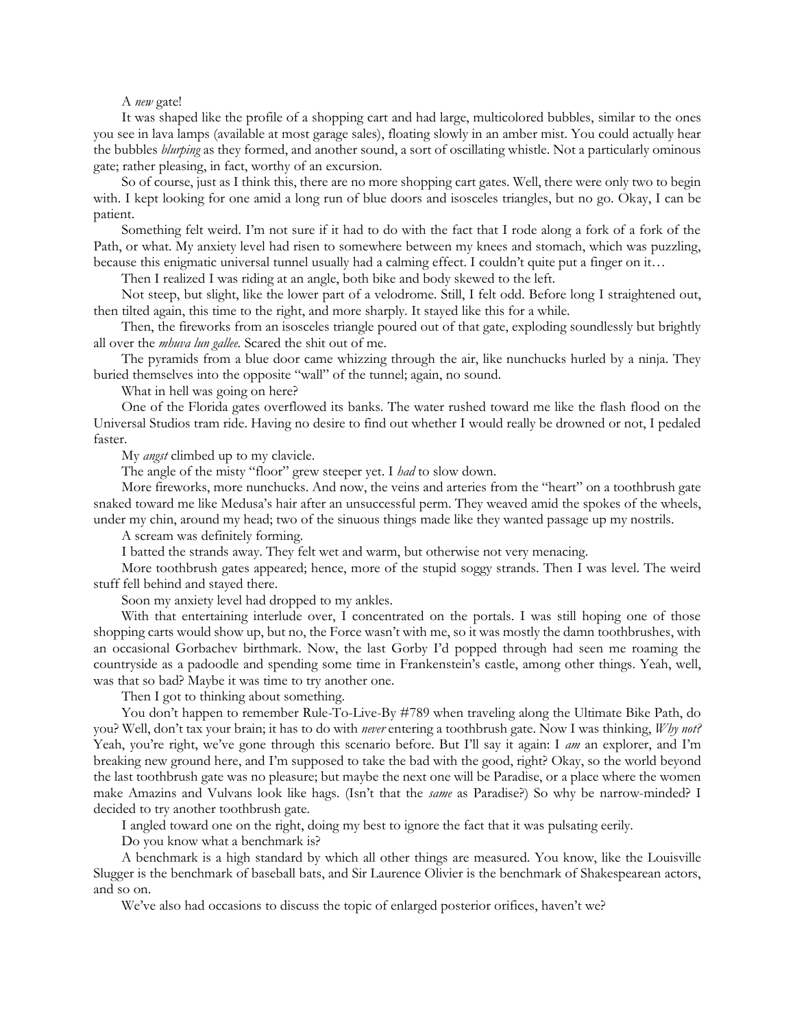A *new* gate!

It was shaped like the profile of a shopping cart and had large, multicolored bubbles, similar to the ones you see in lava lamps (available at most garage sales), floating slowly in an amber mist. You could actually hear the bubbles *blurping* as they formed, and another sound, a sort of oscillating whistle. Not a particularly ominous gate; rather pleasing, in fact, worthy of an excursion.

So of course, just as I think this, there are no more shopping cart gates. Well, there were only two to begin with. I kept looking for one amid a long run of blue doors and isosceles triangles, but no go. Okay, I can be patient.

Something felt weird. I'm not sure if it had to do with the fact that I rode along a fork of a fork of the Path, or what. My anxiety level had risen to somewhere between my knees and stomach, which was puzzling, because this enigmatic universal tunnel usually had a calming effect. I couldn't quite put a finger on it…

Then I realized I was riding at an angle, both bike and body skewed to the left.

Not steep, but slight, like the lower part of a velodrome. Still, I felt odd. Before long I straightened out, then tilted again, this time to the right, and more sharply. It stayed like this for a while.

Then, the fireworks from an isosceles triangle poured out of that gate, exploding soundlessly but brightly all over the *mhuva lun gallee*. Scared the shit out of me.

The pyramids from a blue door came whizzing through the air, like nunchucks hurled by a ninja. They buried themselves into the opposite "wall" of the tunnel; again, no sound.

What in hell was going on here?

One of the Florida gates overflowed its banks. The water rushed toward me like the flash flood on the Universal Studios tram ride. Having no desire to find out whether I would really be drowned or not, I pedaled faster.

My *angst* climbed up to my clavicle.

The angle of the misty "floor" grew steeper yet. I *had* to slow down.

More fireworks, more nunchucks. And now, the veins and arteries from the "heart" on a toothbrush gate snaked toward me like Medusa's hair after an unsuccessful perm. They weaved amid the spokes of the wheels, under my chin, around my head; two of the sinuous things made like they wanted passage up my nostrils.

A scream was definitely forming.

I batted the strands away. They felt wet and warm, but otherwise not very menacing.

More toothbrush gates appeared; hence, more of the stupid soggy strands. Then I was level. The weird stuff fell behind and stayed there.

Soon my anxiety level had dropped to my ankles.

With that entertaining interlude over, I concentrated on the portals. I was still hoping one of those shopping carts would show up, but no, the Force wasn't with me, so it was mostly the damn toothbrushes, with an occasional Gorbachev birthmark. Now, the last Gorby I'd popped through had seen me roaming the countryside as a padoodle and spending some time in Frankenstein's castle, among other things. Yeah, well, was that so bad? Maybe it was time to try another one.

Then I got to thinking about something.

You don't happen to remember Rule-To-Live-By #789 when traveling along the Ultimate Bike Path, do you? Well, don't tax your brain; it has to do with *never* entering a toothbrush gate. Now I was thinking, *Why not?* Yeah, you're right, we've gone through this scenario before. But I'll say it again: I *am* an explorer, and I'm breaking new ground here, and I'm supposed to take the bad with the good, right? Okay, so the world beyond the last toothbrush gate was no pleasure; but maybe the next one will be Paradise, or a place where the women make Amazins and Vulvans look like hags. (Isn't that the *same* as Paradise?) So why be narrow-minded? I decided to try another toothbrush gate.

I angled toward one on the right, doing my best to ignore the fact that it was pulsating eerily.

Do you know what a benchmark is?

A benchmark is a high standard by which all other things are measured. You know, like the Louisville Slugger is the benchmark of baseball bats, and Sir Laurence Olivier is the benchmark of Shakespearean actors, and so on.

We've also had occasions to discuss the topic of enlarged posterior orifices, haven't we?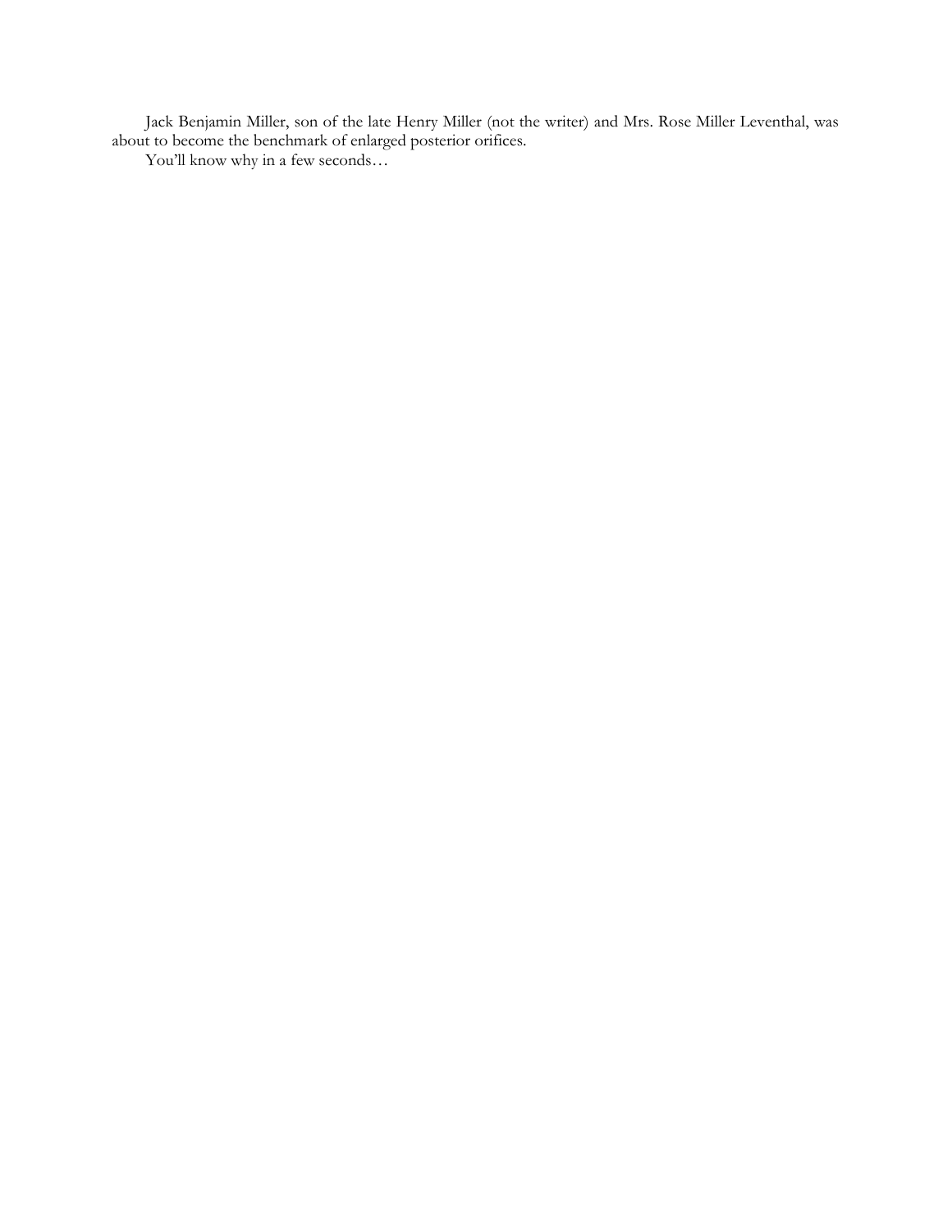Jack Benjamin Miller, son of the late Henry Miller (not the writer) and Mrs. Rose Miller Leventhal, was about to become the benchmark of enlarged posterior orifices.

You'll know why in a few seconds…